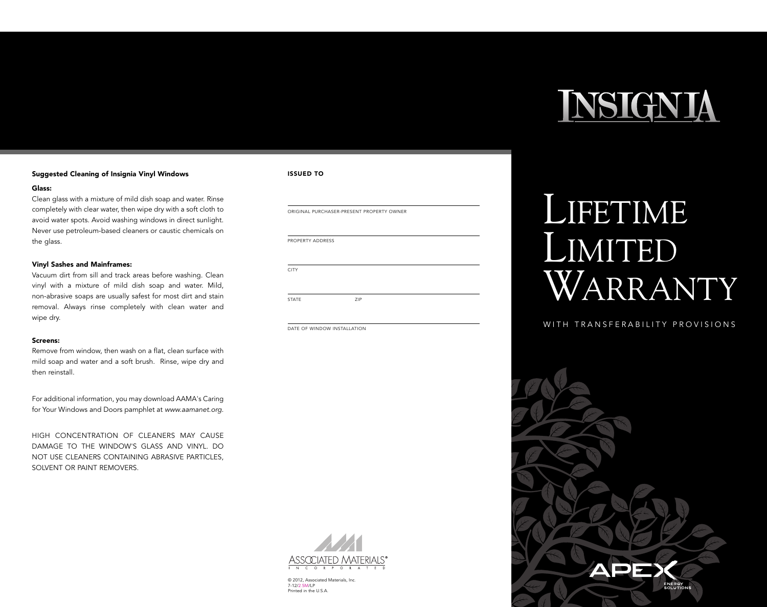### Suggested Cleaning of Insignia Vinyl Windows

**Glass:**

Clean glass with a mixture of mild dish soap and water. Rinse completely with clear water, then wipe dry with a soft cloth to avoid water spots. Avoid washing windows in direct sunlight. Never use petroleum-based cleaners or caustic chemicals on the glass.

**Vinyl Sashes and Mainframes:**

Vacuum dirt from sill and track areas before washing. Clean vinyl with a mixture of mild dish soap and water. Mild, non-abrasive soaps are usually safest for most dirt and stain removal. Always rinse completely with clean water and wipe dry.

**Screens:**

Remove from window, then wash on a flat, clean surface with mild soap and water and a soft brush. Rinse, wipe dry and then reinstall.

For additional information, you may download AAMA's Caring for Your Windows and Doors pamphlet at *www.aamanet.org*.

HIGH CONCENTRATION OF CLEANERS MAY CAUSE DAMAGE TO THE WINDOW'S GLASS AND VINYL. DO NOT USE CLEANERS CONTAINING ABRASIVE PARTICLES, SOLVENT OR PAINT REMOVERS.

**ISSUED TO**

ORIGINAL PURCHASER-PRESENT PROPERTY OWNER

PROPERTY ADDRESS

CITY

STATE ZIP

DATE OF WINDOW INSTALLATION

ASSOCIATED MATERIALS® INCORPORATED

© 2012, Associated Materials, Inc.
7-12/2.5M/LP
Printed in the U.S.A.

# INSIGNIA

# Lifetime Limited Warranty

WITH TRANSFERABILITY PROVISIONS

APEX ENERGY SOLUTIONS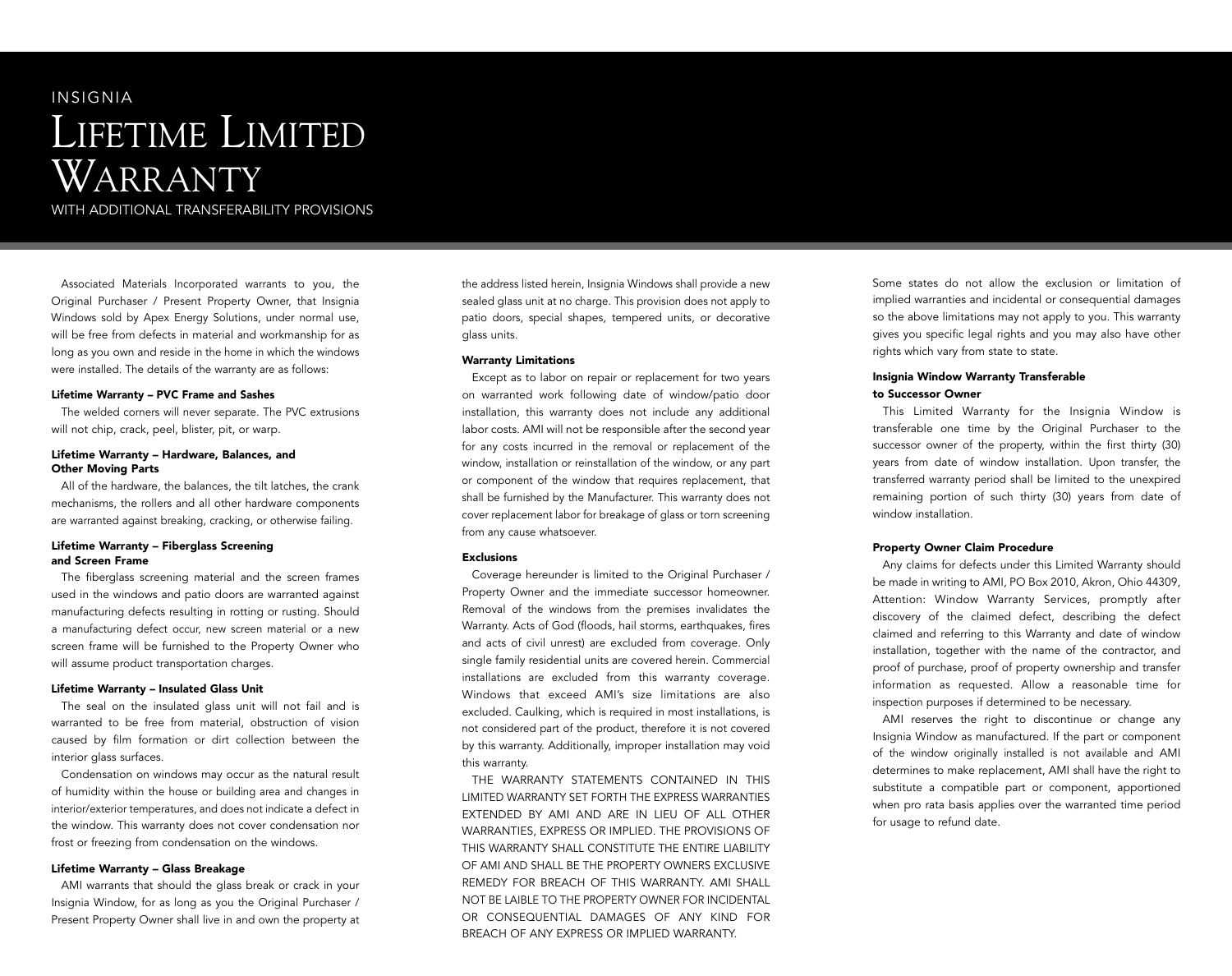INSIGNIA

# Lifetime Limited Warranty

WITH ADDITIONAL TRANSFERABILITY PROVISIONS

Associated Materials Incorporated warrants to you, the Original Purchaser / Present Property Owner, that Insignia Windows sold by Apex Energy Solutions, under normal use, will be free from defects in material and workmanship for as long as you own and reside in the home in which the windows were installed. The details of the warranty are as follows:

### Lifetime Warranty – PVC Frame and Sashes

The welded corners will never separate. The PVC extrusions will not chip, crack, peel, blister, pit, or warp.

### Lifetime Warranty – Hardware, Balances, and Other Moving Parts

All of the hardware, the balances, the tilt latches, the crank mechanisms, the rollers and all other hardware components are warranted against breaking, cracking, or otherwise failing.

### Lifetime Warranty – Fiberglass Screening and Screen Frame

The fiberglass screening material and the screen frames used in the windows and patio doors are warranted against manufacturing defects resulting in rotting or rusting. Should a manufacturing defect occur, new screen material or a new screen frame will be furnished to the Property Owner who will assume product transportation charges.

### Lifetime Warranty – Insulated Glass Unit

The seal on the insulated glass unit will not fail and is warranted to be free from material, obstruction of vision caused by film formation or dirt collection between the interior glass surfaces.

Condensation on windows may occur as the natural result of humidity within the house or building area and changes in interior/exterior temperatures, and does not indicate a defect in the window. This warranty does not cover condensation nor frost or freezing from condensation on the windows.

### Lifetime Warranty – Glass Breakage

AMI warrants that should the glass break or crack in your Insignia Window, for as long as you the Original Purchaser / Present Property Owner shall live in and own the property at the address listed herein, Insignia Windows shall provide a new sealed glass unit at no charge. This provision does not apply to patio doors, special shapes, tempered units, or decorative glass units.

### Warranty Limitations

Except as to labor on repair or replacement for two years on warranted work following date of window/patio door installation, this warranty does not include any additional labor costs. AMI will not be responsible after the second year for any costs incurred in the removal or replacement of the window, installation or reinstallation of the window, or any part or component of the window that requires replacement, that shall be furnished by the Manufacturer. This warranty does not cover replacement labor for breakage of glass or torn screening from any cause whatsoever.

### Exclusions

Coverage hereunder is limited to the Original Purchaser / Property Owner and the immediate successor homeowner. Removal of the windows from the premises invalidates the Warranty. Acts of God (floods, hail storms, earthquakes, fires and acts of civil unrest) are excluded from coverage. Only single family residential units are covered herein. Commercial installations are excluded from this warranty coverage. Windows that exceed AMI's size limitations are also excluded. Caulking, which is required in most installations, is not considered part of the product, therefore it is not covered by this warranty. Additionally, improper installation may void this warranty.

THE WARRANTY STATEMENTS CONTAINED IN THIS LIMITED WARRANTY SET FORTH THE EXPRESS WARRANTIES EXTENDED BY AMI AND ARE IN LIEU OF ALL OTHER WARRANTIES, EXPRESS OR IMPLIED. THE PROVISIONS OF THIS WARRANTY SHALL CONSTITUTE THE ENTIRE LIABILITY OF AMI AND SHALL BE THE PROPERTY OWNERS EXCLUSIVE REMEDY FOR BREACH OF THIS WARRANTY. AMI SHALL NOT BE LAIBLE TO THE PROPERTY OWNER FOR INCIDENTAL OR CONSEQUENTIAL DAMAGES OF ANY KIND FOR BREACH OF ANY EXPRESS OR IMPLIED WARRANTY.

Some states do not allow the exclusion or limitation of implied warranties and incidental or consequential damages so the above limitations may not apply to you. This warranty gives you specific legal rights and you may also have other rights which vary from state to state.

### Insignia Window Warranty Transferable to Successor Owner

This Limited Warranty for the Insignia Window is transferable one time by the Original Purchaser to the successor owner of the property, within the first thirty (30) years from date of window installation. Upon transfer, the transferred warranty period shall be limited to the unexpired remaining portion of such thirty (30) years from date of window installation.

### Property Owner Claim Procedure

Any claims for defects under this Limited Warranty should be made in writing to AMI, PO Box 2010, Akron, Ohio 44309, Attention: Window Warranty Services, promptly after discovery of the claimed defect, describing the defect claimed and referring to this Warranty and date of window installation, together with the name of the contractor, and proof of purchase, proof of property ownership and transfer information as requested. Allow a reasonable time for inspection purposes if determined to be necessary.

AMI reserves the right to discontinue or change any Insignia Window as manufactured. If the part or component of the window originally installed is not available and AMI determines to make replacement, AMI shall have the right to substitute a compatible part or component, apportioned when pro rata basis applies over the warranted time period for usage to refund date.